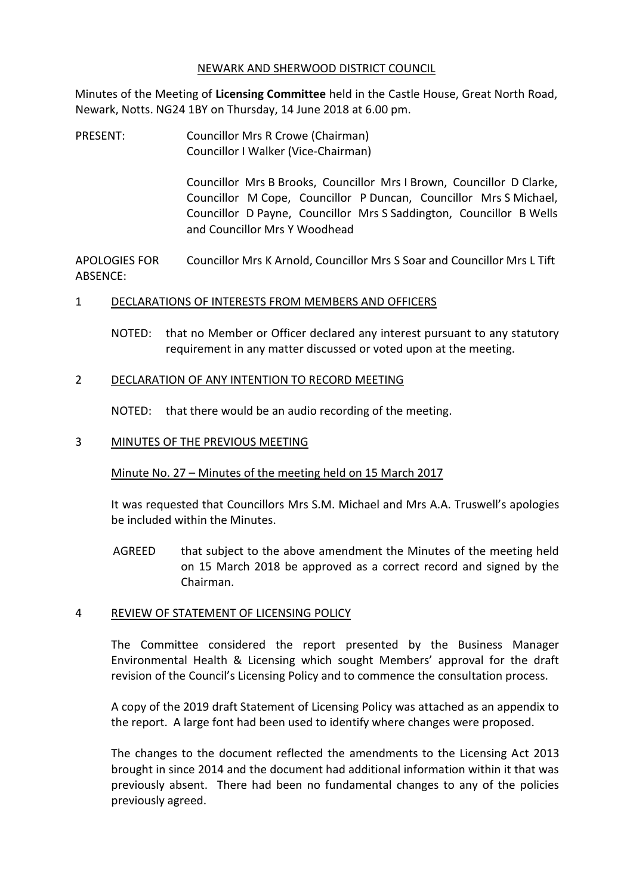NEWARK AND SHERWOOD DISTRICT COUNCIL

Minutes of the Meeting of **Licensing Committee** held in the Castle House, Great North Road, Newark, Notts. NG24 1BY on Thursday, 14 June 2018 at 6.00 pm.

PRESENT: Councillor Mrs R Crowe (Chairman)
Councillor I Walker (Vice-Chairman)

Councillor Mrs B Brooks, Councillor Mrs I Brown, Councillor D Clarke, Councillor M Cope, Councillor P Duncan, Councillor Mrs S Michael, Councillor D Payne, Councillor Mrs S Saddington, Councillor B Wells and Councillor Mrs Y Woodhead

APOLOGIES FOR ABSENCE: Councillor Mrs K Arnold, Councillor Mrs S Soar and Councillor Mrs L Tift

## 1 DECLARATIONS OF INTERESTS FROM MEMBERS AND OFFICERS

NOTED: that no Member or Officer declared any interest pursuant to any statutory requirement in any matter discussed or voted upon at the meeting.

## 2 DECLARATION OF ANY INTENTION TO RECORD MEETING

NOTED: that there would be an audio recording of the meeting.

## 3 MINUTES OF THE PREVIOUS MEETING

Minute No. 27 – Minutes of the meeting held on 15 March 2017

It was requested that Councillors Mrs S.M. Michael and Mrs A.A. Truswell's apologies be included within the Minutes.

AGREED that subject to the above amendment the Minutes of the meeting held on 15 March 2018 be approved as a correct record and signed by the Chairman.

## 4 REVIEW OF STATEMENT OF LICENSING POLICY

The Committee considered the report presented by the Business Manager Environmental Health & Licensing which sought Members' approval for the draft revision of the Council's Licensing Policy and to commence the consultation process.

A copy of the 2019 draft Statement of Licensing Policy was attached as an appendix to the report. A large font had been used to identify where changes were proposed.

The changes to the document reflected the amendments to the Licensing Act 2013 brought in since 2014 and the document had additional information within it that was previously absent. There had been no fundamental changes to any of the policies previously agreed.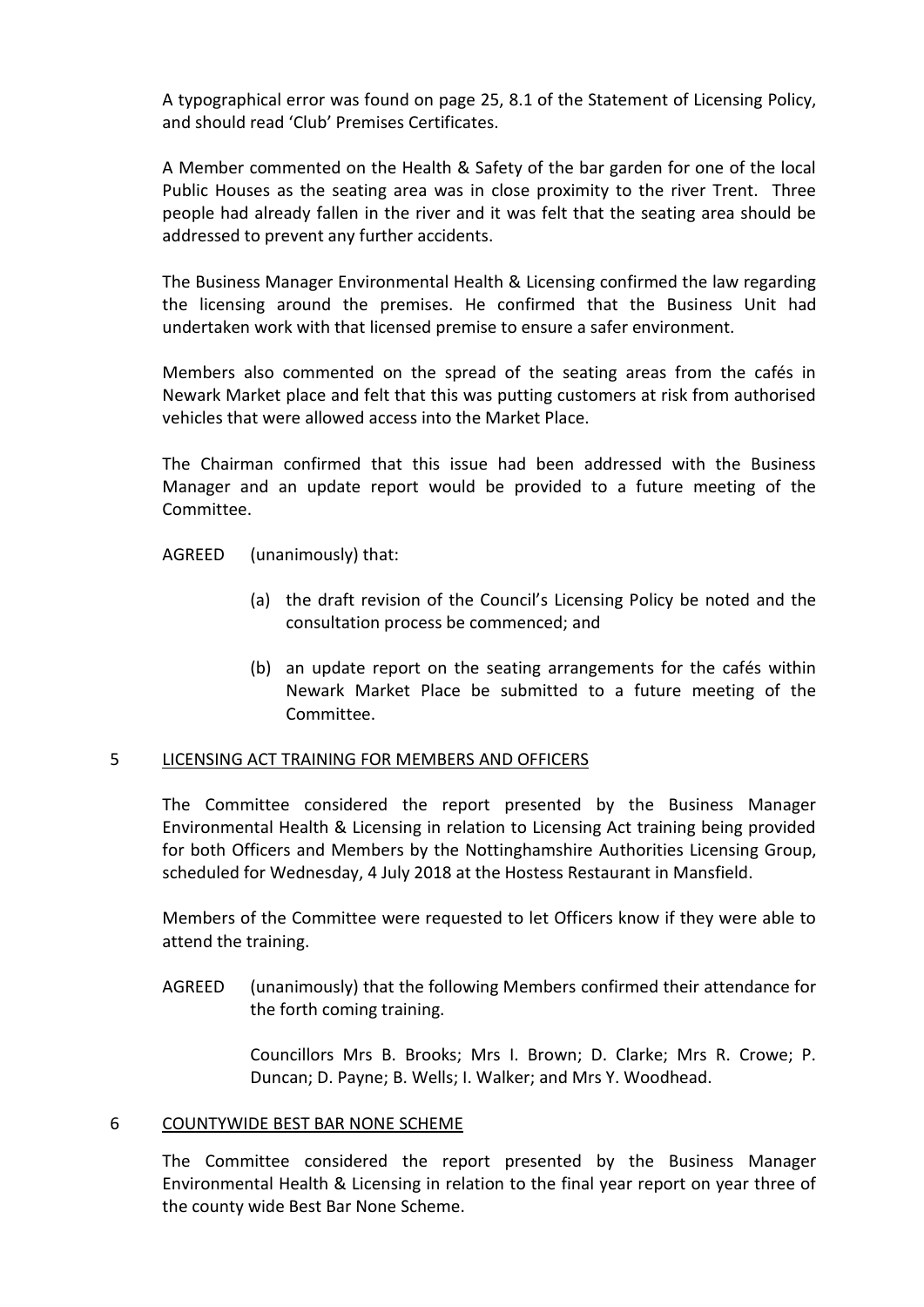A typographical error was found on page 25, 8.1 of the Statement of Licensing Policy, and should read 'Club' Premises Certificates.

A Member commented on the Health & Safety of the bar garden for one of the local Public Houses as the seating area was in close proximity to the river Trent. Three people had already fallen in the river and it was felt that the seating area should be addressed to prevent any further accidents.

The Business Manager Environmental Health & Licensing confirmed the law regarding the licensing around the premises. He confirmed that the Business Unit had undertaken work with that licensed premise to ensure a safer environment.

Members also commented on the spread of the seating areas from the cafés in Newark Market place and felt that this was putting customers at risk from authorised vehicles that were allowed access into the Market Place.

The Chairman confirmed that this issue had been addressed with the Business Manager and an update report would be provided to a future meeting of the Committee.

AGREED (unanimously) that:

(a) the draft revision of the Council's Licensing Policy be noted and the consultation process be commenced; and

(b) an update report on the seating arrangements for the cafés within Newark Market Place be submitted to a future meeting of the Committee.

## 5 LICENSING ACT TRAINING FOR MEMBERS AND OFFICERS

The Committee considered the report presented by the Business Manager Environmental Health & Licensing in relation to Licensing Act training being provided for both Officers and Members by the Nottinghamshire Authorities Licensing Group, scheduled for Wednesday, 4 July 2018 at the Hostess Restaurant in Mansfield.

Members of the Committee were requested to let Officers know if they were able to attend the training.

AGREED (unanimously) that the following Members confirmed their attendance for the forth coming training.

Councillors Mrs B. Brooks; Mrs I. Brown; D. Clarke; Mrs R. Crowe; P. Duncan; D. Payne; B. Wells; I. Walker; and Mrs Y. Woodhead.

## 6 COUNTYWIDE BEST BAR NONE SCHEME

The Committee considered the report presented by the Business Manager Environmental Health & Licensing in relation to the final year report on year three of the county wide Best Bar None Scheme.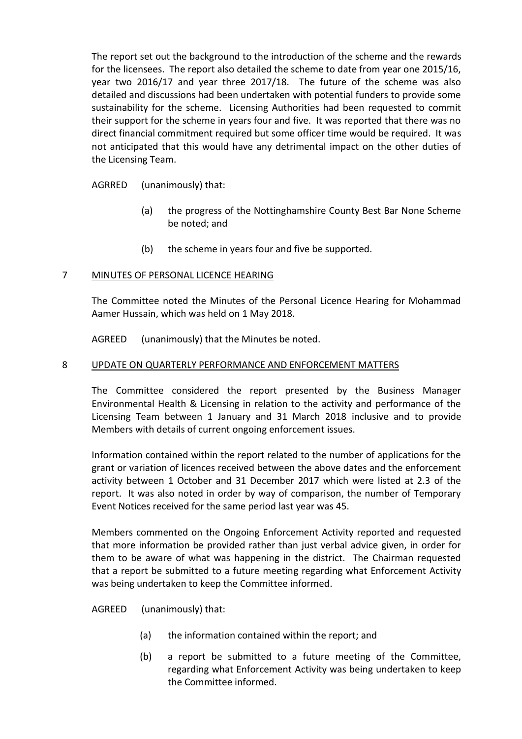The report set out the background to the introduction of the scheme and the rewards for the licensees. The report also detailed the scheme to date from year one 2015/16, year two 2016/17 and year three 2017/18. The future of the scheme was also detailed and discussions had been undertaken with potential funders to provide some sustainability for the scheme. Licensing Authorities had been requested to commit their support for the scheme in years four and five. It was reported that there was no direct financial commitment required but some officer time would be required. It was not anticipated that this would have any detrimental impact on the other duties of the Licensing Team.

AGRRED (unanimously) that:

(a) the progress of the Nottinghamshire County Best Bar None Scheme be noted; and

(b) the scheme in years four and five be supported.

## 7 MINUTES OF PERSONAL LICENCE HEARING

The Committee noted the Minutes of the Personal Licence Hearing for Mohammad Aamer Hussain, which was held on 1 May 2018.

AGREED (unanimously) that the Minutes be noted.

## 8 UPDATE ON QUARTERLY PERFORMANCE AND ENFORCEMENT MATTERS

The Committee considered the report presented by the Business Manager Environmental Health & Licensing in relation to the activity and performance of the Licensing Team between 1 January and 31 March 2018 inclusive and to provide Members with details of current ongoing enforcement issues.

Information contained within the report related to the number of applications for the grant or variation of licences received between the above dates and the enforcement activity between 1 October and 31 December 2017 which were listed at 2.3 of the report. It was also noted in order by way of comparison, the number of Temporary Event Notices received for the same period last year was 45.

Members commented on the Ongoing Enforcement Activity reported and requested that more information be provided rather than just verbal advice given, in order for them to be aware of what was happening in the district. The Chairman requested that a report be submitted to a future meeting regarding what Enforcement Activity was being undertaken to keep the Committee informed.

AGREED (unanimously) that:

(a) the information contained within the report; and

(b) a report be submitted to a future meeting of the Committee, regarding what Enforcement Activity was being undertaken to keep the Committee informed.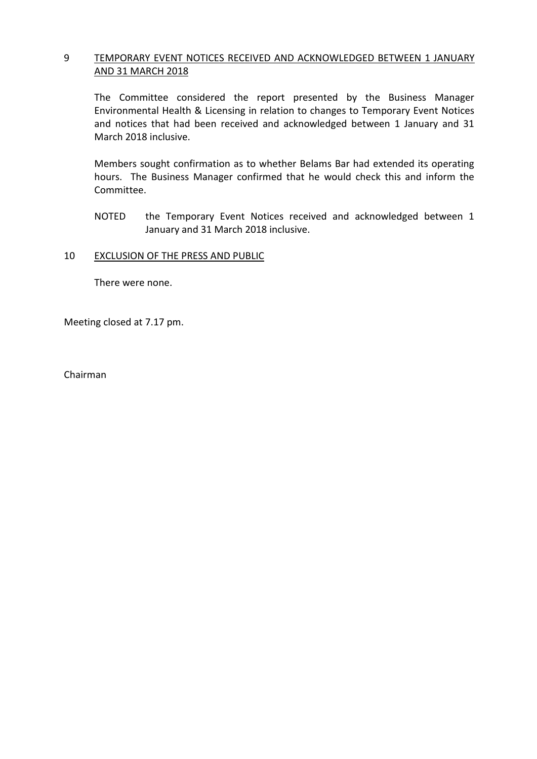## 9 TEMPORARY EVENT NOTICES RECEIVED AND ACKNOWLEDGED BETWEEN 1 JANUARY AND 31 MARCH 2018

The Committee considered the report presented by the Business Manager Environmental Health & Licensing in relation to changes to Temporary Event Notices and notices that had been received and acknowledged between 1 January and 31 March 2018 inclusive.

Members sought confirmation as to whether Belams Bar had extended its operating hours. The Business Manager confirmed that he would check this and inform the Committee.

NOTED the Temporary Event Notices received and acknowledged between 1 January and 31 March 2018 inclusive.

## 10 EXCLUSION OF THE PRESS AND PUBLIC

There were none.

Meeting closed at 7.17 pm.

Chairman